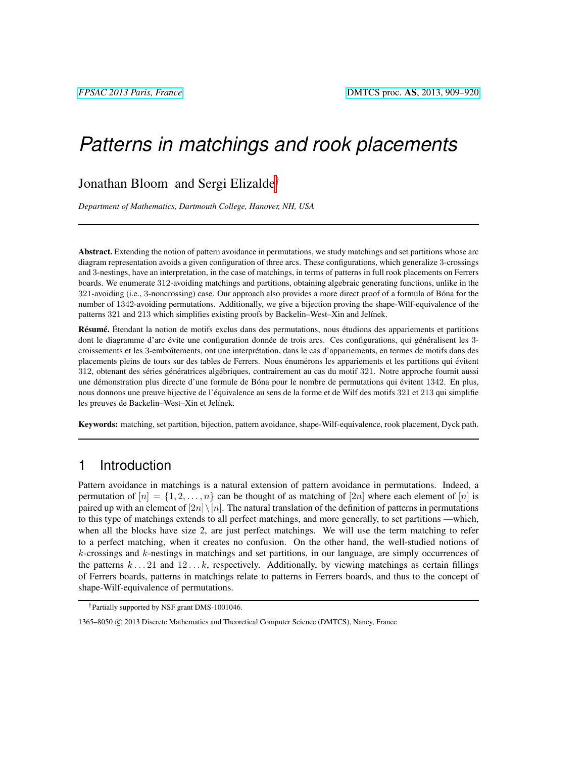# Patterns in matchings and rook placements

Jonathan Bloom and Sergi Elizalde[†]

*Department of Mathematics, Dartmouth College, Hanover, NH, USA*

---

**Abstract.** Extending the notion of pattern avoidance in permutations, we study matchings and set partitions whose arc diagram representation avoids a given configuration of three arcs. These configurations, which generalize 3-crossings and 3-nestings, have an interpretation, in the case of matchings, in terms of patterns in full rook placements on Ferrers boards. We enumerate 312-avoiding matchings and partitions, obtaining algebraic generating functions, unlike in the 321-avoiding (i.e., 3-noncrossing) case. Our approach also provides a more direct proof of a formula of Bóna for the number of 1342-avoiding permutations. Additionally, we give a bijection proving the shape-Wilf-equivalence of the patterns 321 and 213 which simplifies existing proofs by Backelin–West–Xin and Jelínek.

**Résumé.** Étendant la notion de motifs exclus dans des permutations, nous étudions des appariements et partitions dont le diagramme d'arc évite une configuration donnée de trois arcs. Ces configurations, qui généralisent les 3-croissements et les 3-emboîtements, ont une interprétation, dans le cas d'appariements, en termes de motifs dans des placements pleins de tours sur des tables de Ferrers. Nous énumérons les appariements et les partitions qui évitent 312, obtenant des séries génératrices algébriques, contrairement au cas du motif 321. Notre approche fournit aussi une démonstration plus directe d'une formule de Bóna pour le nombre de permutations qui évitent 1342. En plus, nous donnons une preuve bijective de l'équivalence au sens de la forme et de Wilf des motifs 321 et 213 qui simplifie les preuves de Backelin–West–Xin et Jelínek.

**Keywords:** matching, set partition, bijection, pattern avoidance, shape-Wilf-equivalence, rook placement, Dyck path.

---

## 1 Introduction

Pattern avoidance in matchings is a natural extension of pattern avoidance in permutations. Indeed, a permutation of $[n] = \{1, 2, \ldots, n\}$ can be thought of as matching of $[2n]$ where each element of $[n]$ is paired up with an element of $[2n] \setminus [n]$. The natural translation of the definition of patterns in permutations to this type of matchings extends to all perfect matchings, and more generally, to set partitions —which, when all the blocks have size 2, are just perfect matchings. We will use the term matching to refer to a perfect matching, when it creates no confusion. On the other hand, the well-studied notions of $k$-crossings and $k$-nestings in matchings and set partitions, in our language, are simply occurrences of the patterns $k \ldots 21$ and $12 \ldots k$, respectively. Additionally, by viewing matchings as certain fillings of Ferrers boards, patterns in matchings relate to patterns in Ferrers boards, and thus to the concept of shape-Wilf-equivalence of permutations.

[†]Partially supported by NSF grant DMS-1001046.

1365–8050 © 2013 Discrete Mathematics and Theoretical Computer Science (DMTCS), Nancy, France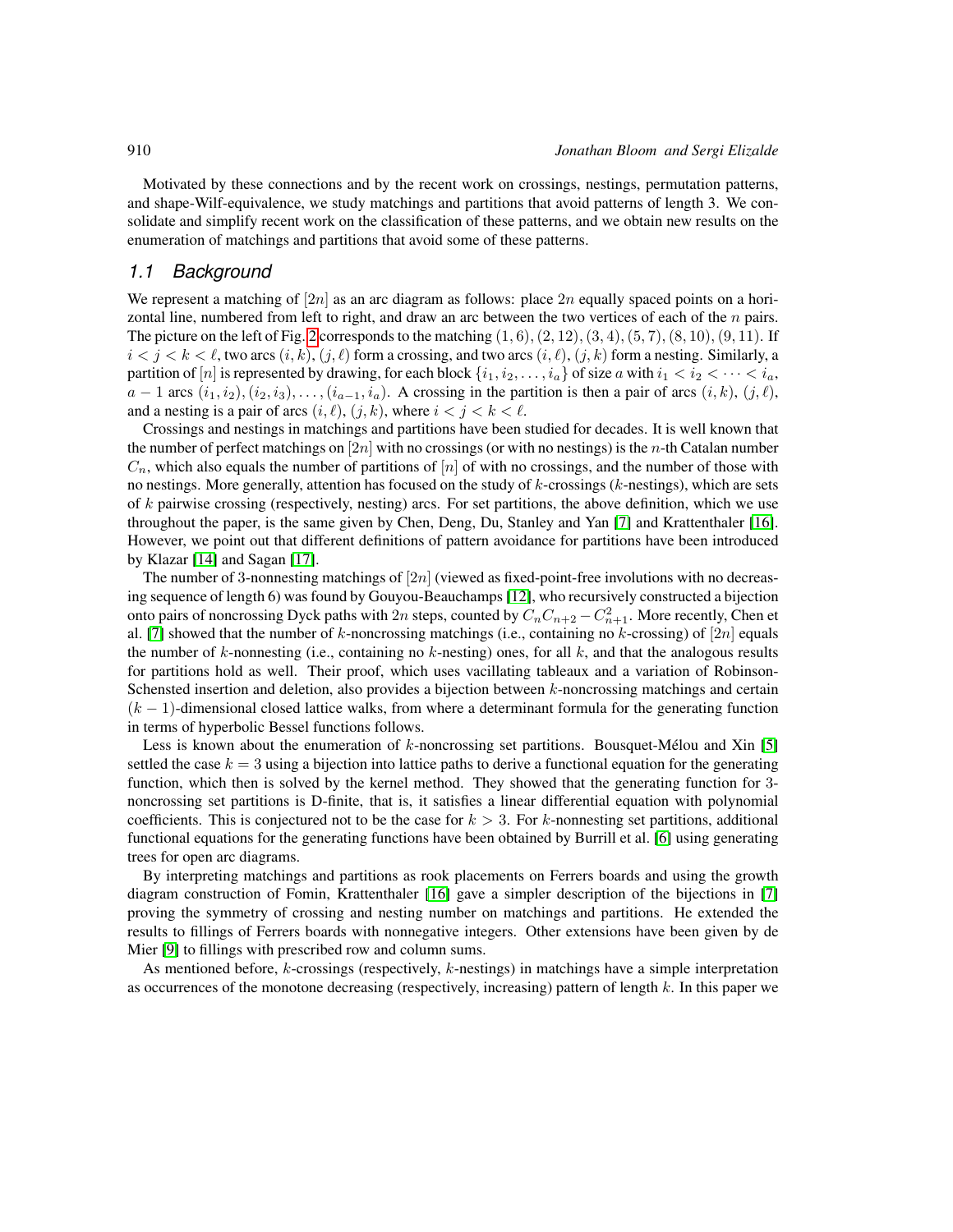Motivated by these connections and by the recent work on crossings, nestings, permutation patterns, and shape-Wilf-equivalence, we study matchings and partitions that avoid patterns of length 3. We consolidate and simplify recent work on the classification of these patterns, and we obtain new results on the enumeration of matchings and partitions that avoid some of these patterns.

## 1.1 Background

We represent a matching of $[2n]$ as an arc diagram as follows: place $2n$ equally spaced points on a horizontal line, numbered from left to right, and draw an arc between the two vertices of each of the $n$ pairs. The picture on the left of Fig. 2 corresponds to the matching $(1,6),(2,12),(3,4),(5,7),(8,10),(9,11)$. If $i<j<k<\ell$, two arcs $(i,k)$, $(j,\ell)$ form a crossing, and two arcs $(i,\ell)$, $(j,k)$ form a nesting. Similarly, a partition of $[n]$ is represented by drawing, for each block $\{i_1,i_2,\dots,i_a\}$ of size $a$ with $i_1<i_2<\cdots<i_a$, $a-1$ arcs $(i_1,i_2),(i_2,i_3),\dots,(i_{a-1},i_a)$. A crossing in the partition is then a pair of arcs $(i,k)$, $(j,\ell)$, and a nesting is a pair of arcs $(i,\ell)$, $(j,k)$, where $i<j<k<\ell$.

Crossings and nestings in matchings and partitions have been studied for decades. It is well known that the number of perfect matchings on $[2n]$ with no crossings (or with no nestings) is the $n$-th Catalan number $C_n$, which also equals the number of partitions of $[n]$ of with no crossings, and the number of those with no nestings. More generally, attention has focused on the study of $k$-crossings ($k$-nestings), which are sets of $k$ pairwise crossing (respectively, nesting) arcs. For set partitions, the above definition, which we use throughout the paper, is the same given by Chen, Deng, Du, Stanley and Yan [7] and Krattenthaler [16]. However, we point out that different definitions of pattern avoidance for partitions have been introduced by Klazar [14] and Sagan [17].

The number of 3-nonnesting matchings of $[2n]$ (viewed as fixed-point-free involutions with no decreasing sequence of length 6) was found by Gouyou-Beauchamps [12], who recursively constructed a bijection onto pairs of noncrossing Dyck paths with $2n$ steps, counted by $C_nC_{n+2}-C_{n+1}^2$. More recently, Chen et al. [7] showed that the number of $k$-noncrossing matchings (i.e., containing no $k$-crossing) of $[2n]$ equals the number of $k$-nonnesting (i.e., containing no $k$-nesting) ones, for all $k$, and that the analogous results for partitions hold as well. Their proof, which uses vacillating tableaux and a variation of Robinson-Schensted insertion and deletion, also provides a bijection between $k$-noncrossing matchings and certain $(k-1)$-dimensional closed lattice walks, from where a determinant formula for the generating function in terms of hyperbolic Bessel functions follows.

Less is known about the enumeration of $k$-noncrossing set partitions. Bousquet-Mélou and Xin [5] settled the case $k=3$ using a bijection into lattice paths to derive a functional equation for the generating function, which then is solved by the kernel method. They showed that the generating function for 3-noncrossing set partitions is D-finite, that is, it satisfies a linear differential equation with polynomial coefficients. This is conjectured not to be the case for $k>3$. For $k$-nonnesting set partitions, additional functional equations for the generating functions have been obtained by Burrill et al. [6] using generating trees for open arc diagrams.

By interpreting matchings and partitions as rook placements on Ferrers boards and using the growth diagram construction of Fomin, Krattenthaler [16] gave a simpler description of the bijections in [7] proving the symmetry of crossing and nesting number on matchings and partitions. He extended the results to fillings of Ferrers boards with nonnegative integers. Other extensions have been given by de Mier [9] to fillings with prescribed row and column sums.

As mentioned before, $k$-crossings (respectively, $k$-nestings) in matchings have a simple interpretation as occurrences of the monotone decreasing (respectively, increasing) pattern of length $k$. In this paper we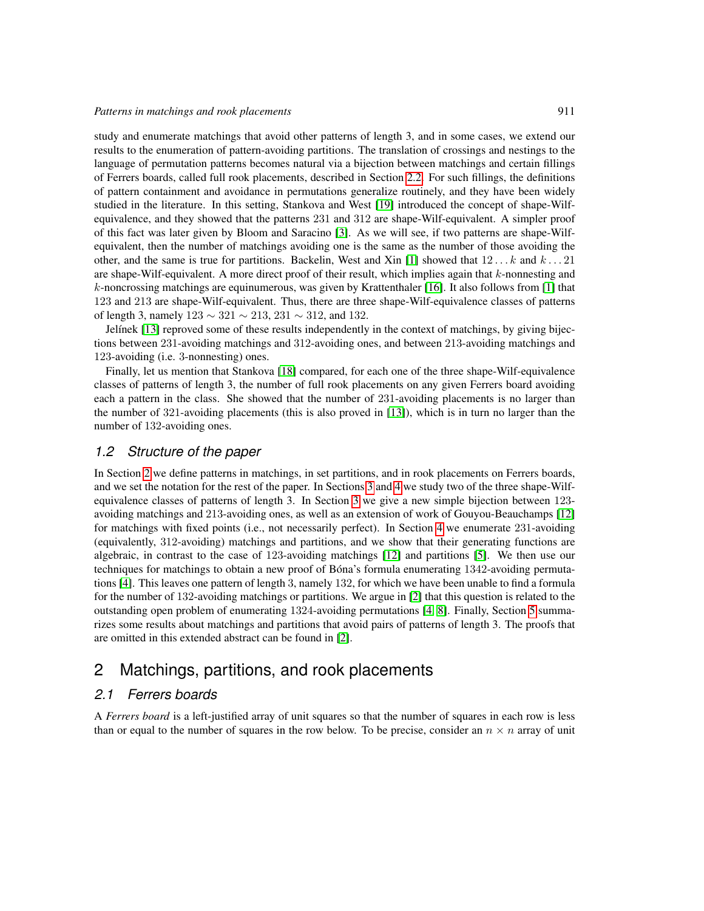study and enumerate matchings that avoid other patterns of length 3, and in some cases, we extend our results to the enumeration of pattern-avoiding partitions. The translation of crossings and nestings to the language of permutation patterns becomes natural via a bijection between matchings and certain fillings of Ferrers boards, called full rook placements, described in Section 2.2. For such fillings, the definitions of pattern containment and avoidance in permutations generalize routinely, and they have been widely studied in the literature. In this setting, Stankova and West [19] introduced the concept of shape-Wilf-equivalence, and they showed that the patterns 231 and 312 are shape-Wilf-equivalent. A simpler proof of this fact was later given by Bloom and Saracino [3]. As we will see, if two patterns are shape-Wilf-equivalent, then the number of matchings avoiding one is the same as the number of those avoiding the other, and the same is true for partitions. Backelin, West and Xin [1] showed that $12\dots k$ and $k\dots 21$ are shape-Wilf-equivalent. A more direct proof of their result, which implies again that $k$-nonnesting and $k$-noncrossing matchings are equinumerous, was given by Krattenthaler [16]. It also follows from [1] that 123 and 213 are shape-Wilf-equivalent. Thus, there are three shape-Wilf-equivalence classes of patterns of length 3, namely $123 \sim 321 \sim 213$, $231 \sim 312$, and 132.

Jelínek [13] reproved some of these results independently in the context of matchings, by giving bijections between 231-avoiding matchings and 312-avoiding ones, and between 213-avoiding matchings and 123-avoiding (i.e. 3-nonnesting) ones.

Finally, let us mention that Stankova [18] compared, for each one of the three shape-Wilf-equivalence classes of patterns of length 3, the number of full rook placements on any given Ferrers board avoiding each a pattern in the class. She showed that the number of 231-avoiding placements is no larger than the number of 321-avoiding placements (this is also proved in [13]), which is in turn no larger than the number of 132-avoiding ones.

### 1.2 Structure of the paper

In Section 2 we define patterns in matchings, in set partitions, and in rook placements on Ferrers boards, and we set the notation for the rest of the paper. In Sections 3 and 4 we study two of the three shape-Wilf-equivalence classes of patterns of length 3. In Section 3 we give a new simple bijection between 123-avoiding matchings and 213-avoiding ones, as well as an extension of work of Gouyou-Beauchamps [12] for matchings with fixed points (i.e., not necessarily perfect). In Section 4 we enumerate 231-avoiding (equivalently, 312-avoiding) matchings and partitions, and we show that their generating functions are algebraic, in contrast to the case of 123-avoiding matchings [12] and partitions [5]. We then use our techniques for matchings to obtain a new proof of Bóna's formula enumerating 1342-avoiding permutations [4]. This leaves one pattern of length 3, namely 132, for which we have been unable to find a formula for the number of 132-avoiding matchings or partitions. We argue in [2] that this question is related to the outstanding open problem of enumerating 1324-avoiding permutations [4, 8]. Finally, Section 5 summarizes some results about matchings and partitions that avoid pairs of patterns of length 3. The proofs that are omitted in this extended abstract can be found in [2].

## 2 Matchings, partitions, and rook placements

### 2.1 Ferrers boards

A *Ferrers board* is a left-justified array of unit squares so that the number of squares in each row is less than or equal to the number of squares in the row below. To be precise, consider an $n \times n$ array of unit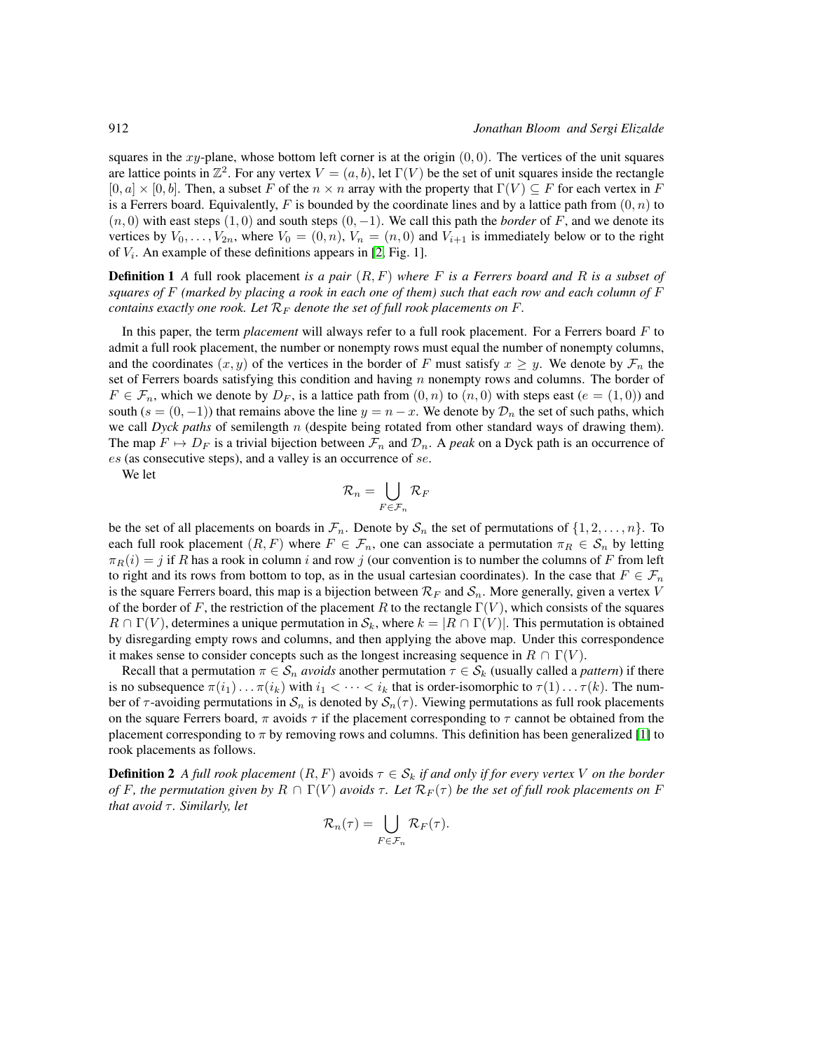squares in the $xy$-plane, whose bottom left corner is at the origin $(0,0)$. The vertices of the unit squares are lattice points in $\mathbb{Z}^2$. For any vertex $V=(a,b)$, let $\Gamma(V)$ be the set of unit squares inside the rectangle $[0,a]\times[0,b]$. Then, a subset $F$ of the $n\times n$ array with the property that $\Gamma(V)\subseteq F$ for each vertex in $F$ is a Ferrers board. Equivalently, $F$ is bounded by the coordinate lines and by a lattice path from $(0,n)$ to $(n,0)$ with east steps $(1,0)$ and south steps $(0,-1)$. We call this path the *border* of $F$, and we denote its vertices by $V_0,\dots,V_{2n}$, where $V_0=(0,n)$, $V_n=(n,0)$ and $V_{i+1}$ is immediately below or to the right of $V_i$. An example of these definitions appears in [2, Fig. 1].

**Definition 1** *A* full rook placement *is a pair $(R,F)$ where $F$ is a Ferrers board and $R$ is a subset of squares of $F$ (marked by placing a rook in each one of them) such that each row and each column of $F$ contains exactly one rook. Let $\mathcal{R}_F$ denote the set of full rook placements on $F$.*

In this paper, the term *placement* will always refer to a full rook placement. For a Ferrers board $F$ to admit a full rook placement, the number or nonempty rows must equal the number of nonempty columns, and the coordinates $(x,y)$ of the vertices in the border of $F$ must satisfy $x\geq y$. We denote by $\mathcal{F}_n$ the set of Ferrers boards satisfying this condition and having $n$ nonempty rows and columns. The border of $F\in\mathcal{F}_n$, which we denote by $D_F$, is a lattice path from $(0,n)$ to $(n,0)$ with steps east ($e=(1,0)$) and south ($s=(0,-1)$) that remains above the line $y=n-x$. We denote by $\mathcal{D}_n$ the set of such paths, which we call *Dyck paths* of semilength $n$ (despite being rotated from other standard ways of drawing them). The map $F\mapsto D_F$ is a trivial bijection between $\mathcal{F}_n$ and $\mathcal{D}_n$. A *peak* on a Dyck path is an occurrence of $es$ (as consecutive steps), and a valley is an occurrence of $se$.

We let

$$\mathcal{R}_n=\bigcup_{F\in\mathcal{F}_n}\mathcal{R}_F$$

be the set of all placements on boards in $\mathcal{F}_n$. Denote by $\mathcal{S}_n$ the set of permutations of $\{1,2,\dots,n\}$. To each full rook placement $(R,F)$ where $F\in\mathcal{F}_n$, one can associate a permutation $\pi_R\in\mathcal{S}_n$ by letting $\pi_R(i)=j$ if $R$ has a rook in column $i$ and row $j$ (our convention is to number the columns of $F$ from left to right and its rows from bottom to top, as in the usual cartesian coordinates). In the case that $F\in\mathcal{F}_n$ is the square Ferrers board, this map is a bijection between $\mathcal{R}_F$ and $\mathcal{S}_n$. More generally, given a vertex $V$ of the border of $F$, the restriction of the placement $R$ to the rectangle $\Gamma(V)$, which consists of the squares $R\cap\Gamma(V)$, determines a unique permutation in $\mathcal{S}_k$, where $k=|R\cap\Gamma(V)|$. This permutation is obtained by disregarding empty rows and columns, and then applying the above map. Under this correspondence it makes sense to consider concepts such as the longest increasing sequence in $R\cap\Gamma(V)$.

Recall that a permutation $\pi\in\mathcal{S}_n$ *avoids* another permutation $\tau\in\mathcal{S}_k$ (usually called a *pattern*) if there is no subsequence $\pi(i_1)\dots\pi(i_k)$ with $i_1<\dots<i_k$ that is order-isomorphic to $\tau(1)\dots\tau(k)$. The number of $\tau$-avoiding permutations in $\mathcal{S}_n$ is denoted by $\mathcal{S}_n(\tau)$. Viewing permutations as full rook placements on the square Ferrers board, $\pi$ avoids $\tau$ if the placement corresponding to $\tau$ cannot be obtained from the placement corresponding to $\pi$ by removing rows and columns. This definition has been generalized [1] to rook placements as follows.

**Definition 2** *A full rook placement $(R,F)$* avoids *$\tau\in\mathcal{S}_k$ if and only if for every vertex $V$ on the border of $F$, the permutation given by $R\cap\Gamma(V)$ avoids $\tau$. Let $\mathcal{R}_F(\tau)$ be the set of full rook placements on $F$ that avoid $\tau$. Similarly, let*

$$\mathcal{R}_n(\tau)=\bigcup_{F\in\mathcal{F}_n}\mathcal{R}_F(\tau).$$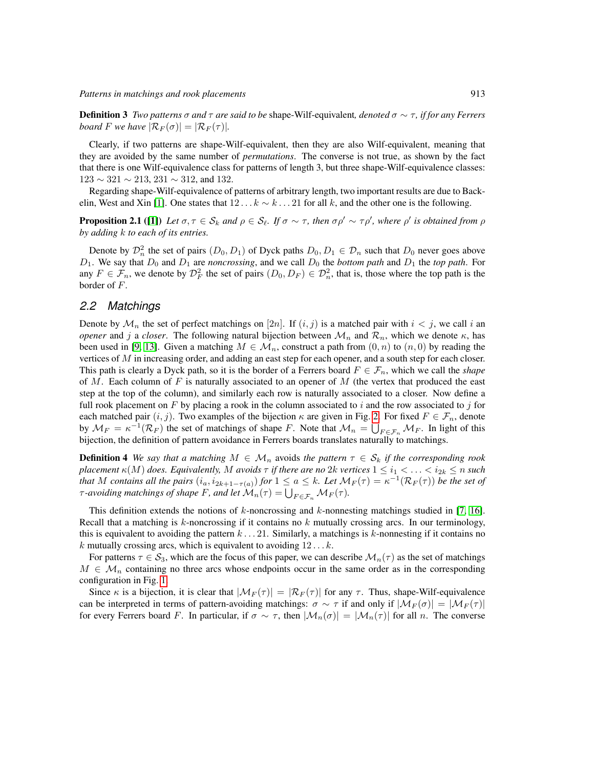**Definition 3** *Two patterns $\sigma$ and $\tau$ are said to be* shape-Wilf-equivalent*, denoted $\sigma \sim \tau$, if for any Ferrers board $F$ we have $|\mathcal{R}_F(\sigma)| = |\mathcal{R}_F(\tau)|$.*

Clearly, if two patterns are shape-Wilf-equivalent, then they are also Wilf-equivalent, meaning that they are avoided by the same number of *permutations*. The converse is not true, as shown by the fact that there is one Wilf-equivalence class for patterns of length 3, but three shape-Wilf-equivalence classes: $123 \sim 321 \sim 213$, $231 \sim 312$, and $132$.

Regarding shape-Wilf-equivalence of patterns of arbitrary length, two important results are due to Backelin, West and Xin [1]. One states that $12\dots k \sim k\dots 21$ for all $k$, and the other one is the following.

**Proposition 2.1 ([1])** *Let $\sigma, \tau \in \mathcal{S}_k$ and $\rho \in \mathcal{S}_\ell$. If $\sigma \sim \tau$, then $\sigma\rho' \sim \tau\rho'$, where $\rho'$ is obtained from $\rho$ by adding $k$ to each of its entries.*

Denote by $\mathcal{D}_n^2$ the set of pairs $(D_0, D_1)$ of Dyck paths $D_0, D_1 \in \mathcal{D}_n$ such that $D_0$ never goes above $D_1$. We say that $D_0$ and $D_1$ are *noncrossing*, and we call $D_0$ the *bottom path* and $D_1$ the *top path*. For any $F \in \mathcal{F}_n$, we denote by $\mathcal{D}_F^2$ the set of pairs $(D_0, D_F) \in \mathcal{D}_n^2$, that is, those where the top path is the border of $F$.

## 2.2 Matchings

Denote by $\mathcal{M}_n$ the set of perfect matchings on $[2n]$. If $(i, j)$ is a matched pair with $i < j$, we call $i$ an *opener* and $j$ a *closer*. The following natural bijection between $\mathcal{M}_n$ and $\mathcal{R}_n$, which we denote $\kappa$, has been used in [9, 13]. Given a matching $M \in \mathcal{M}_n$, construct a path from $(0, n)$ to $(n, 0)$ by reading the vertices of $M$ in increasing order, and adding an east step for each opener, and a south step for each closer. This path is clearly a Dyck path, so it is the border of a Ferrers board $F \in \mathcal{F}_n$, which we call the *shape* of $M$. Each column of $F$ is naturally associated to an opener of $M$ (the vertex that produced the east step at the top of the column), and similarly each row is naturally associated to a closer. Now define a full rook placement on $F$ by placing a rook in the column associated to $i$ and the row associated to $j$ for each matched pair $(i, j)$. Two examples of the bijection $\kappa$ are given in Fig. 2. For fixed $F \in \mathcal{F}_n$, denote by $\mathcal{M}_F = \kappa^{-1}(\mathcal{R}_F)$ the set of matchings of shape $F$. Note that $\mathcal{M}_n = \bigcup_{F \in \mathcal{F}_n} \mathcal{M}_F$. In light of this bijection, the definition of pattern avoidance in Ferrers boards translates naturally to matchings.

**Definition 4** *We say that a matching $M \in \mathcal{M}_n$ avoids the pattern $\tau \in \mathcal{S}_k$ if the corresponding rook placement $\kappa(M)$ does. Equivalently, $M$ avoids $\tau$ if there are no $2k$ vertices $1 \le i_1 < \ldots < i_{2k} \le n$ such that $M$ contains all the pairs $(i_a, i_{2k+1-\tau(a)})$ for $1 \le a \le k$. Let $\mathcal{M}_F(\tau) = \kappa^{-1}(\mathcal{R}_F(\tau))$ be the set of $\tau$-avoiding matchings of shape $F$, and let $\mathcal{M}_n(\tau) = \bigcup_{F \in \mathcal{F}_n} \mathcal{M}_F(\tau)$.*

This definition extends the notions of $k$-noncrossing and $k$-nonnesting matchings studied in [7, 16]. Recall that a matching is $k$-noncrossing if it contains no $k$ mutually crossing arcs. In our terminology, this is equivalent to avoiding the pattern $k\dots 21$. Similarly, a matchings is $k$-nonnesting if it contains no $k$ mutually crossing arcs, which is equivalent to avoiding $12\dots k$.

For patterns $\tau \in \mathcal{S}_3$, which are the focus of this paper, we can describe $\mathcal{M}_n(\tau)$ as the set of matchings $M \in \mathcal{M}_n$ containing no three arcs whose endpoints occur in the same order as in the corresponding configuration in Fig. 1.

Since $\kappa$ is a bijection, it is clear that $|\mathcal{M}_F(\tau)| = |\mathcal{R}_F(\tau)|$ for any $\tau$. Thus, shape-Wilf-equivalence can be interpreted in terms of pattern-avoiding matchings: $\sigma \sim \tau$ if and only if $|\mathcal{M}_F(\sigma)| = |\mathcal{M}_F(\tau)|$ for every Ferrers board $F$. In particular, if $\sigma \sim \tau$, then $|\mathcal{M}_n(\sigma)| = |\mathcal{M}_n(\tau)|$ for all $n$. The converse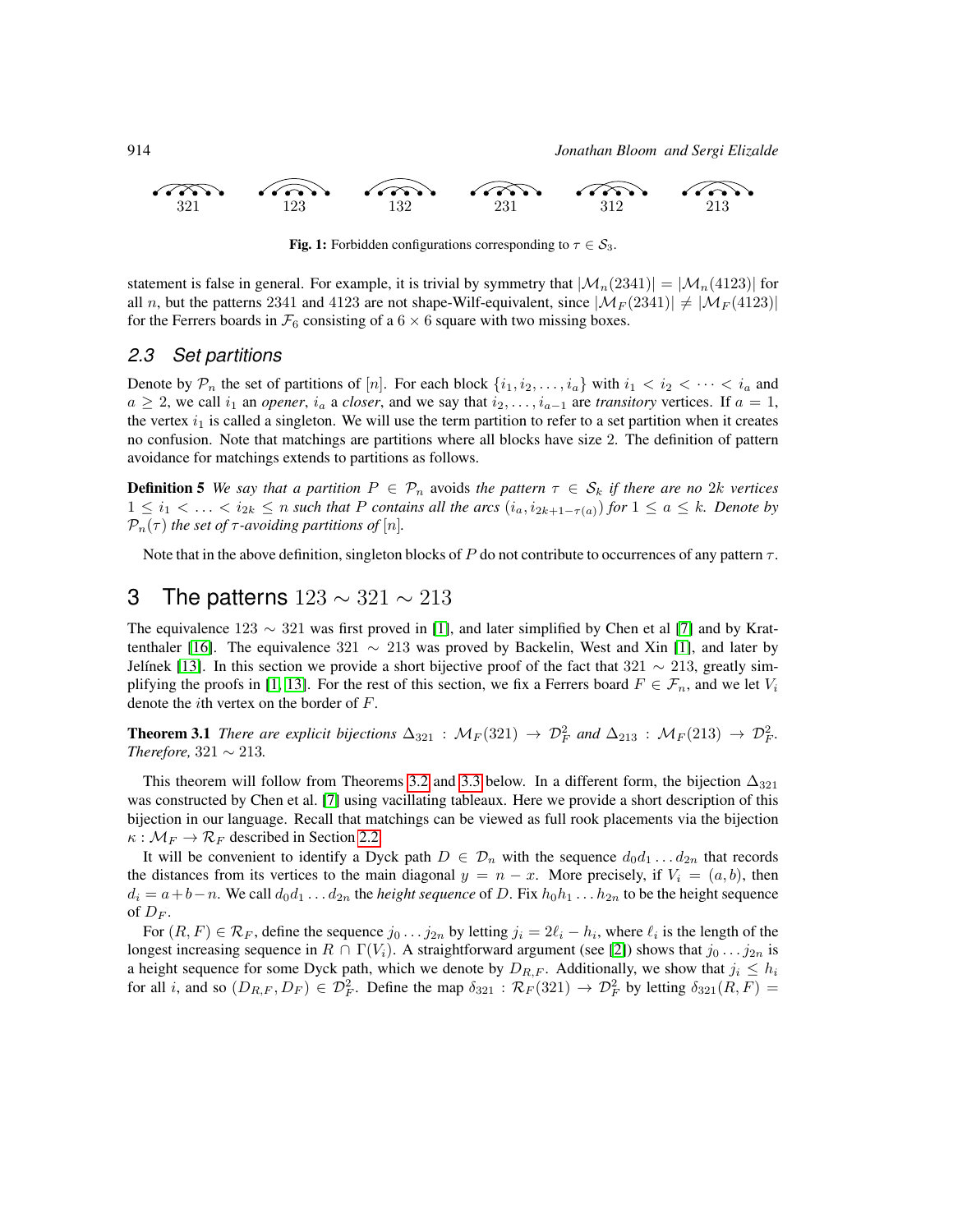321 123 132 231 312 213

**Fig. 1:** Forbidden configurations corresponding to $\tau \in \mathcal{S}_3$.

statement is false in general. For example, it is trivial by symmetry that $|\mathcal{M}_n(2341)| = |\mathcal{M}_n(4123)|$ for all $n$, but the patterns 2341 and 4123 are not shape-Wilf-equivalent, since $|\mathcal{M}_F(2341)| \neq |\mathcal{M}_F(4123)|$ for the Ferrers boards in $\mathcal{F}_6$ consisting of a $6 \times 6$ square with two missing boxes.

### 2.3 Set partitions

Denote by $\mathcal{P}_n$ the set of partitions of $[n]$. For each block $\{i_1, i_2, \ldots, i_a\}$ with $i_1 < i_2 < \cdots < i_a$ and $a \geq 2$, we call $i_1$ an *opener*, $i_a$ a *closer*, and we say that $i_2, \ldots, i_{a-1}$ are *transitory* vertices. If $a = 1$, the vertex $i_1$ is called a singleton. We will use the term partition to refer to a set partition when it creates no confusion. Note that matchings are partitions where all blocks have size 2. The definition of pattern avoidance for matchings extends to partitions as follows.

**Definition 5** *We say that a partition $P \in \mathcal{P}_n$ avoids the pattern $\tau \in \mathcal{S}_k$ if there are no $2k$ vertices $1 \leq i_1 < \ldots < i_{2k} \leq n$ such that $P$ contains all the arcs $(i_a, i_{2k+1-\tau(a)})$ for $1 \leq a \leq k$. Denote by $\mathcal{P}_n(\tau)$ the set of $\tau$-avoiding partitions of $[n]$.*

Note that in the above definition, singleton blocks of $P$ do not contribute to occurrences of any pattern $\tau$.

## 3 The patterns $123 \sim 321 \sim 213$

The equivalence $123 \sim 321$ was first proved in [1], and later simplified by Chen et al [7] and by Krattenthaler [16]. The equivalence $321 \sim 213$ was proved by Backelin, West and Xin [1], and later by Jelínek [13]. In this section we provide a short bijective proof of the fact that $321 \sim 213$, greatly simplifying the proofs in [1, 13]. For the rest of this section, we fix a Ferrers board $F \in \mathcal{F}_n$, and we let $V_i$ denote the $i$th vertex on the border of $F$.

**Theorem 3.1** *There are explicit bijections $\Delta_{321} : \mathcal{M}_F(321) \to \mathcal{D}^2_F$ and $\Delta_{213} : \mathcal{M}_F(213) \to \mathcal{D}^2_F$. Therefore, $321 \sim 213$.*

This theorem will follow from Theorems 3.2 and 3.3 below. In a different form, the bijection $\Delta_{321}$ was constructed by Chen et al. [7] using vacillating tableaux. Here we provide a short description of this bijection in our language. Recall that matchings can be viewed as full rook placements via the bijection $\kappa : \mathcal{M}_F \to \mathcal{R}_F$ described in Section 2.2.

It will be convenient to identify a Dyck path $D \in \mathcal{D}_n$ with the sequence $d_0 d_1 \ldots d_{2n}$ that records the distances from its vertices to the main diagonal $y = n - x$. More precisely, if $V_i = (a, b)$, then $d_i = a + b - n$. We call $d_0 d_1 \ldots d_{2n}$ the *height sequence* of $D$. Fix $h_0 h_1 \ldots h_{2n}$ to be the height sequence of $D_F$.

For $(R, F) \in \mathcal{R}_F$, define the sequence $j_0 \ldots j_{2n}$ by letting $j_i = 2\ell_i - h_i$, where $\ell_i$ is the length of the longest increasing sequence in $R \cap \Gamma(V_i)$. A straightforward argument (see [2]) shows that $j_0 \ldots j_{2n}$ is a height sequence for some Dyck path, which we denote by $D_{R,F}$. Additionally, we show that $j_i \leq h_i$ for all $i$, and so $(D_{R,F}, D_F) \in \mathcal{D}^2_F$. Define the map $\delta_{321} : \mathcal{R}_F(321) \to \mathcal{D}^2_F$ by letting $\delta_{321}(R, F) =$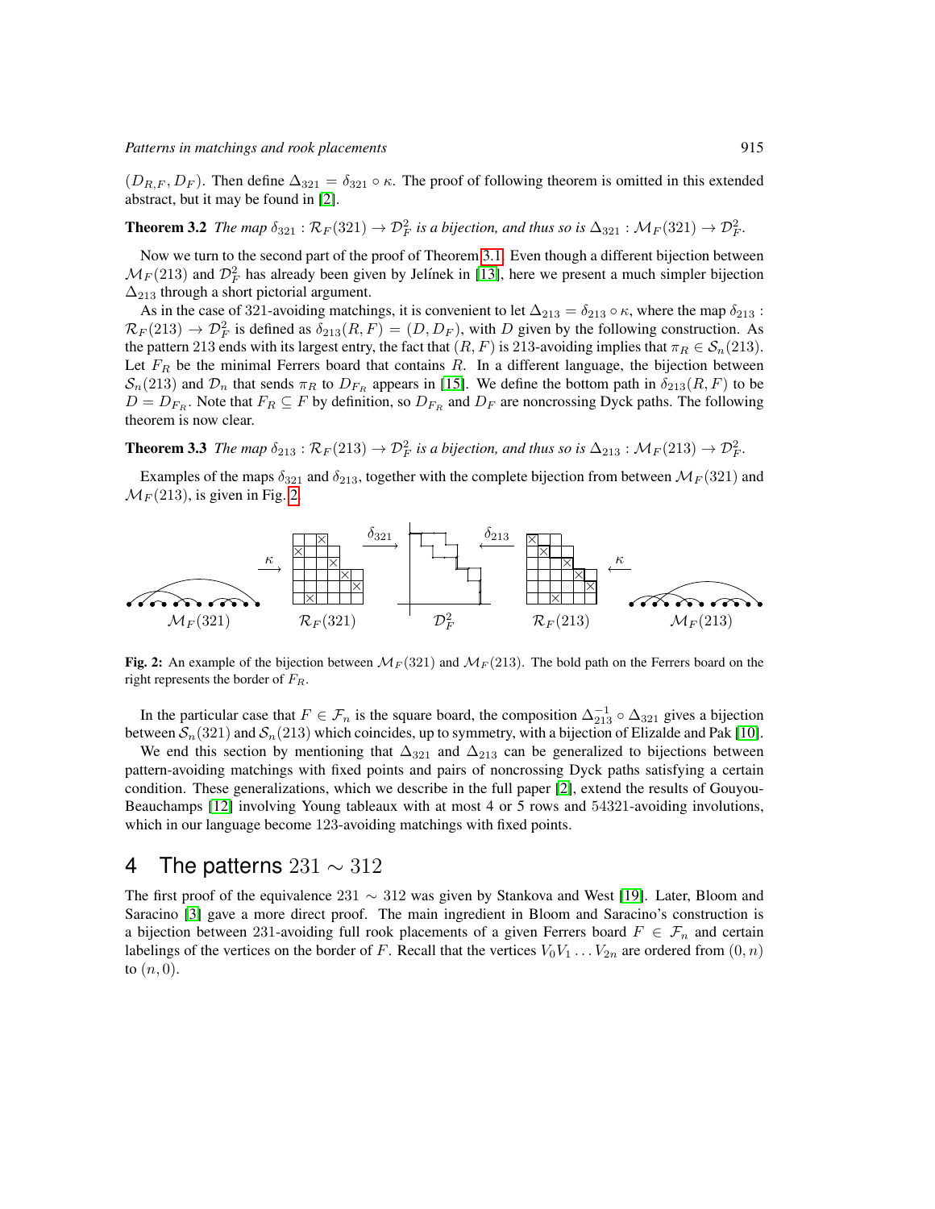$(D_{R,F}, D_F)$. Then define $\Delta_{321} = \delta_{321} \circ \kappa$. The proof of following theorem is omitted in this extended abstract, but it may be found in [2].

**Theorem 3.2** *The map $\delta_{321} : \mathcal{R}_F(321) \to \mathcal{D}^2_F$ is a bijection, and thus so is $\Delta_{321} : \mathcal{M}_F(321) \to \mathcal{D}^2_F$.*

Now we turn to the second part of the proof of Theorem 3.1. Even though a different bijection between $\mathcal{M}_F(213)$ and $\mathcal{D}^2_F$ has already been given by Jelínek in [13], here we present a much simpler bijection $\Delta_{213}$ through a short pictorial argument.

As in the case of 321-avoiding matchings, it is convenient to let $\Delta_{213} = \delta_{213} \circ \kappa$, where the map $\delta_{213} : \mathcal{R}_F(213) \to \mathcal{D}^2_F$ is defined as $\delta_{213}(R, F) = (D, D_F)$, with $D$ given by the following construction. As the pattern 213 ends with its largest entry, the fact that $(R, F)$ is 213-avoiding implies that $\pi_R \in \mathcal{S}_n(213)$. Let $F_R$ be the minimal Ferrers board that contains $R$. In a different language, the bijection between $\mathcal{S}_n(213)$ and $\mathcal{D}_n$ that sends $\pi_R$ to $D_{F_R}$ appears in [15]. We define the bottom path in $\delta_{213}(R, F)$ to be $D = D_{F_R}$. Note that $F_R \subseteq F$ by definition, so $D_{F_R}$ and $D_F$ are noncrossing Dyck paths. The following theorem is now clear.

**Theorem 3.3** *The map $\delta_{213} : \mathcal{R}_F(213) \to \mathcal{D}^2_F$ is a bijection, and thus so is $\Delta_{213} : \mathcal{M}_F(213) \to \mathcal{D}^2_F$.*

Examples of the maps $\delta_{321}$ and $\delta_{213}$, together with the complete bijection from between $\mathcal{M}_F(321)$ and $\mathcal{M}_F(213)$, is given in Fig. 2.

**Fig. 2:** An example of the bijection between $\mathcal{M}_F(321)$ and $\mathcal{M}_F(213)$. The bold path on the Ferrers board on the right represents the border of $F_R$.

In the particular case that $F \in \mathcal{F}_n$ is the square board, the composition $\Delta_{213}^{-1} \circ \Delta_{321}$ gives a bijection between $\mathcal{S}_n(321)$ and $\mathcal{S}_n(213)$ which coincides, up to symmetry, with a bijection of Elizalde and Pak [10].

We end this section by mentioning that $\Delta_{321}$ and $\Delta_{213}$ can be generalized to bijections between pattern-avoiding matchings with fixed points and pairs of noncrossing Dyck paths satisfying a certain condition. These generalizations, which we describe in the full paper [2], extend the results of Gouyou-Beauchamps [12] involving Young tableaux with at most 4 or 5 rows and 54321-avoiding involutions, which in our language become 123-avoiding matchings with fixed points.

## 4 The patterns $231 \sim 312$

The first proof of the equivalence $231 \sim 312$ was given by Stankova and West [19]. Later, Bloom and Saracino [3] gave a more direct proof. The main ingredient in Bloom and Saracino's construction is a bijection between 231-avoiding full rook placements of a given Ferrers board $F \in \mathcal{F}_n$ and certain labelings of the vertices on the border of $F$. Recall that the vertices $V_0 V_1 \ldots V_{2n}$ are ordered from $(0, n)$ to $(n, 0)$.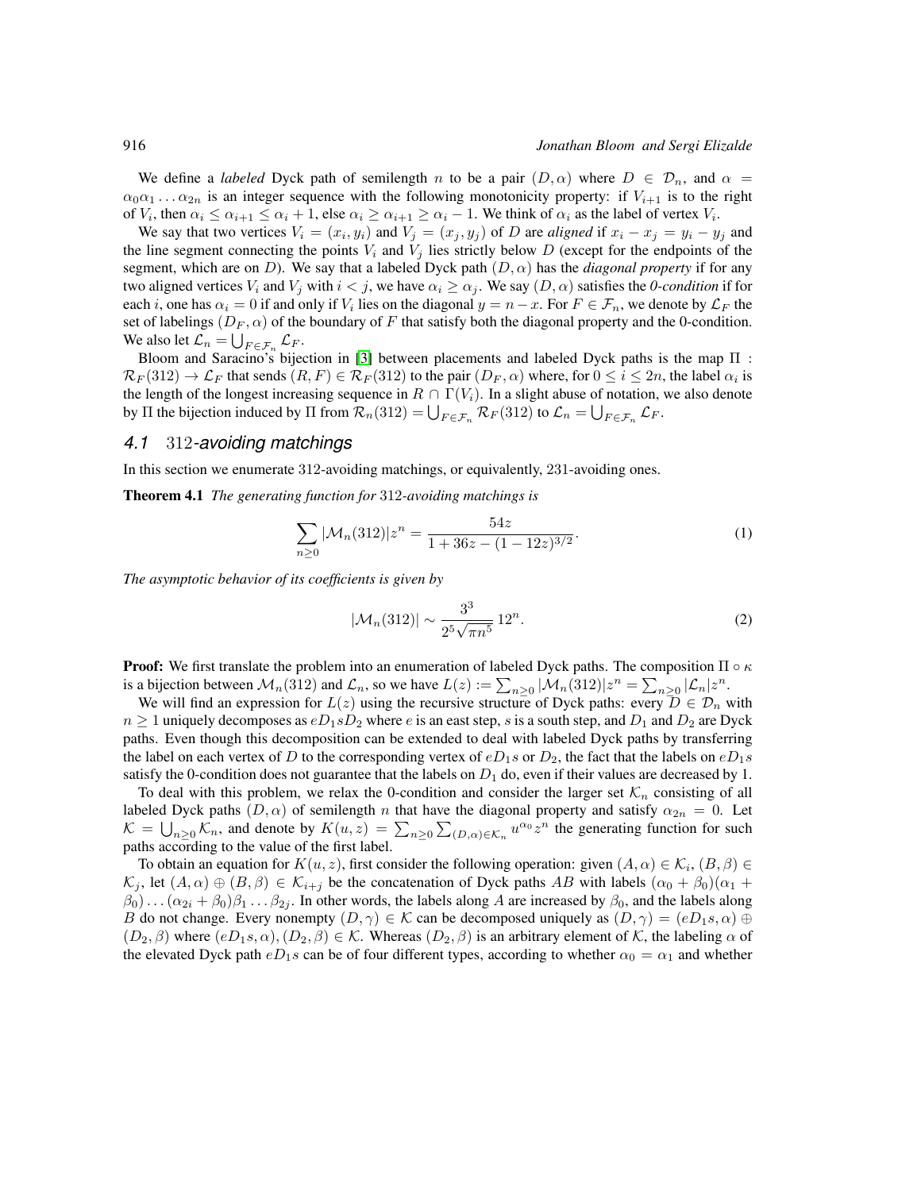We define a *labeled* Dyck path of semilength $n$ to be a pair $(D, \alpha)$ where $D \in \mathcal{D}_n$, and $\alpha = \alpha_0\alpha_1 \dots \alpha_{2n}$ is an integer sequence with the following monotonicity property: if $V_{i+1}$ is to the right of $V_i$, then $\alpha_i \leq \alpha_{i+1} \leq \alpha_i + 1$, else $\alpha_i \geq \alpha_{i+1} \geq \alpha_i - 1$. We think of $\alpha_i$ as the label of vertex $V_i$.

We say that two vertices $V_i = (x_i, y_i)$ and $V_j = (x_j, y_j)$ of $D$ are *aligned* if $x_i - x_j = y_i - y_j$ and the line segment connecting the points $V_i$ and $V_j$ lies strictly below $D$ (except for the endpoints of the segment, which are on $D$). We say that a labeled Dyck path $(D, \alpha)$ has the *diagonal property* if for any two aligned vertices $V_i$ and $V_j$ with $i < j$, we have $\alpha_i \geq \alpha_j$. We say $(D, \alpha)$ satisfies the *0-condition* if for each $i$, one has $\alpha_i = 0$ if and only if $V_i$ lies on the diagonal $y = n - x$. For $F \in \mathcal{F}_n$, we denote by $\mathcal{L}_F$ the set of labelings $(D_F, \alpha)$ of the boundary of $F$ that satisfy both the diagonal property and the 0-condition. We also let $\mathcal{L}_n = \bigcup_{F \in \mathcal{F}_n} \mathcal{L}_F$.

Bloom and Saracino's bijection in [3] between placements and labeled Dyck paths is the map $\Pi : \mathcal{R}_F(312) \to \mathcal{L}_F$ that sends $(R, F) \in \mathcal{R}_F(312)$ to the pair $(D_F, \alpha)$ where, for $0 \leq i \leq 2n$, the label $\alpha_i$ is the length of the longest increasing sequence in $R \cap \Gamma(V_i)$. In a slight abuse of notation, we also denote by $\Pi$ the bijection induced by $\Pi$ from $\mathcal{R}_n(312) = \bigcup_{F \in \mathcal{F}_n} \mathcal{R}_F(312)$ to $\mathcal{L}_n = \bigcup_{F \in \mathcal{F}_n} \mathcal{L}_F$.

### *4.1* 312*-avoiding matchings*

In this section we enumerate 312-avoiding matchings, or equivalently, 231-avoiding ones.

**Theorem 4.1** *The generating function for* 312*-avoiding matchings is*

$$\sum_{n \geq 0} |\mathcal{M}_n(312)| z^n = \frac{54z}{1 + 36z - (1 - 12z)^{3/2}}. \tag{1}$$

*The asymptotic behavior of its coefficients is given by*

$$|\mathcal{M}_n(312)| \sim \frac{3^3}{2^5\sqrt{\pi n^5}}\, 12^n. \tag{2}$$

**Proof:** We first translate the problem into an enumeration of labeled Dyck paths. The composition $\Pi \circ \kappa$ is a bijection between $\mathcal{M}_n(312)$ and $\mathcal{L}_n$, so we have $L(z) := \sum_{n \geq 0} |\mathcal{M}_n(312)| z^n = \sum_{n \geq 0} |\mathcal{L}_n| z^n$.

We will find an expression for $L(z)$ using the recursive structure of Dyck paths: every $D \in \mathcal{D}_n$ with $n \geq 1$ uniquely decomposes as $eD_1sD_2$ where $e$ is an east step, $s$ is a south step, and $D_1$ and $D_2$ are Dyck paths. Even though this decomposition can be extended to deal with labeled Dyck paths by transferring the label on each vertex of $D$ to the corresponding vertex of $eD_1s$ or $D_2$, the fact that the labels on $eD_1s$ satisfy the 0-condition does not guarantee that the labels on $D_1$ do, even if their values are decreased by 1.

To deal with this problem, we relax the 0-condition and consider the larger set $\mathcal{K}_n$ consisting of all labeled Dyck paths $(D, \alpha)$ of semilength $n$ that have the diagonal property and satisfy $\alpha_{2n} = 0$. Let $\mathcal{K} = \bigcup_{n \geq 0} \mathcal{K}_n$, and denote by $K(u, z) = \sum_{n \geq 0} \sum_{(D,\alpha) \in \mathcal{K}_n} u^{\alpha_0} z^n$ the generating function for such paths according to the value of the first label.

To obtain an equation for $K(u, z)$, first consider the following operation: given $(A, \alpha) \in \mathcal{K}_i$, $(B, \beta) \in \mathcal{K}_j$, let $(A, \alpha) \oplus (B, \beta) \in \mathcal{K}_{i+j}$ be the concatenation of Dyck paths $AB$ with labels $(\alpha_0 + \beta_0)(\alpha_1 + \beta_0) \dots (\alpha_{2i} + \beta_0)\beta_1 \dots \beta_{2j}$. In other words, the labels along $A$ are increased by $\beta_0$, and the labels along $B$ do not change. Every nonempty $(D, \gamma) \in \mathcal{K}$ can be decomposed uniquely as $(D, \gamma) = (eD_1s, \alpha) \oplus (D_2, \beta)$ where $(eD_1s, \alpha), (D_2, \beta) \in \mathcal{K}$. Whereas $(D_2, \beta)$ is an arbitrary element of $\mathcal{K}$, the labeling $\alpha$ of the elevated Dyck path $eD_1s$ can be of four different types, according to whether $\alpha_0 = \alpha_1$ and whether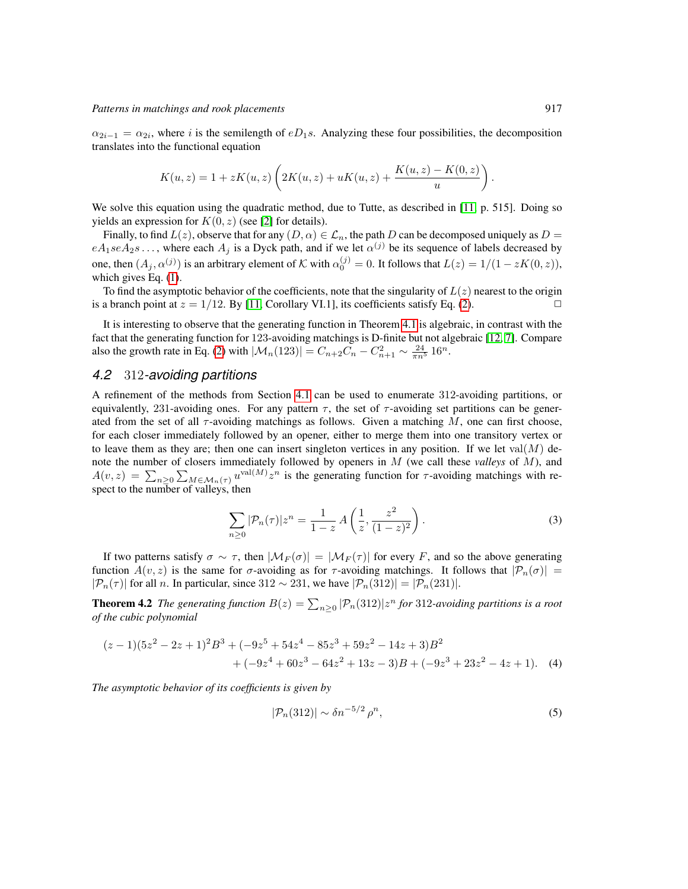$\alpha_{2i-1} = \alpha_{2i}$, where $i$ is the semilength of $eD_1s$. Analyzing these four possibilities, the decomposition translates into the functional equation

$$K(u,z) = 1 + zK(u,z)\left(2K(u,z) + uK(u,z) + \frac{K(u,z) - K(0,z)}{u}\right).$$

We solve this equation using the quadratic method, due to Tutte, as described in [11, p. 515]. Doing so yields an expression for $K(0,z)$ (see [2] for details).

Finally, to find $L(z)$, observe that for any $(D,\alpha) \in \mathcal{L}_n$, the path $D$ can be decomposed uniquely as $D = eA_1seA_2s\ldots$, where each $A_j$ is a Dyck path, and if we let $\alpha^{(j)}$ be its sequence of labels decreased by one, then $(A_j, \alpha^{(j)})$ is an arbitrary element of $\mathcal{K}$ with $\alpha_0^{(j)} = 0$. It follows that $L(z) = 1/(1 - zK(0,z))$, which gives Eq. (1).

To find the asymptotic behavior of the coefficients, note that the singularity of $L(z)$ nearest to the origin is a branch point at $z = 1/12$. By [11, Corollary VI.1], its coefficients satisfy Eq. (2). □

It is interesting to observe that the generating function in Theorem 4.1 is algebraic, in contrast with the fact that the generating function for 123-avoiding matchings is D-finite but not algebraic [12, 7]. Compare also the growth rate in Eq. (2) with $|\mathcal{M}_n(123)| = C_{n+2}C_n - C_{n+1}^2 \sim \frac{24}{\pi n^5}\, 16^n$.

## 4.2 312-*avoiding partitions*

A refinement of the methods from Section 4.1 can be used to enumerate 312-avoiding partitions, or equivalently, 231-avoiding ones. For any pattern $\tau$, the set of $\tau$-avoiding set partitions can be generated from the set of all $\tau$-avoiding matchings as follows. Given a matching $M$, one can first choose, for each closer immediately followed by an opener, either to merge them into one transitory vertex or to leave them as they are; then one can insert singleton vertices in any position. If we let $\mathrm{val}(M)$ denote the number of closers immediately followed by openers in $M$ (we call these *valleys* of $M$), and $A(v,z) = \sum_{n\geq 0}\sum_{M\in\mathcal{M}_n(\tau)} u^{\mathrm{val}(M)}z^n$ is the generating function for $\tau$-avoiding matchings with respect to the number of valleys, then

$$\sum_{n\geq 0} |\mathcal{P}_n(\tau)|z^n = \frac{1}{1-z}\, A\left(\frac{1}{z}, \frac{z^2}{(1-z)^2}\right). \tag{3}$$

If two patterns satisfy $\sigma \sim \tau$, then $|\mathcal{M}_F(\sigma)| = |\mathcal{M}_F(\tau)|$ for every $F$, and so the above generating function $A(v,z)$ is the same for $\sigma$-avoiding as for $\tau$-avoiding matchings. It follows that $|\mathcal{P}_n(\sigma)| = |\mathcal{P}_n(\tau)|$ for all $n$. In particular, since $312 \sim 231$, we have $|\mathcal{P}_n(312)| = |\mathcal{P}_n(231)|$.

**Theorem 4.2** *The generating function $B(z) = \sum_{n\geq 0} |\mathcal{P}_n(312)|z^n$ for 312-avoiding partitions is a root of the cubic polynomial*

$$(z-1)(5z^2-2z+1)^2B^3 + (-9z^5+54z^4-85z^3+59z^2-14z+3)B^2 + (-9z^4+60z^3-64z^2+13z-3)B + (-9z^3+23z^2-4z+1). \tag{4}$$

*The asymptotic behavior of its coefficients is given by*

$$|\mathcal{P}_n(312)| \sim \delta n^{-5/2}\, \rho^n, \tag{5}$$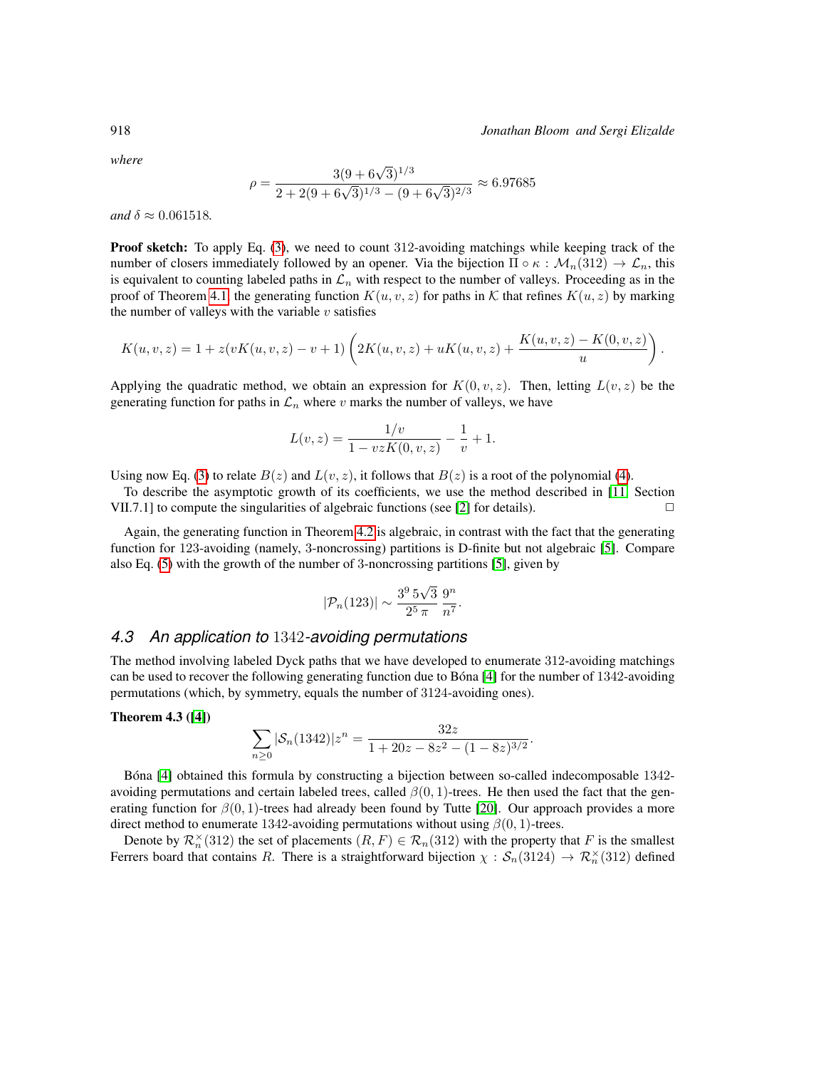*where*

$$\rho = \frac{3(9+6\sqrt{3})^{1/3}}{2+2(9+6\sqrt{3})^{1/3}-(9+6\sqrt{3})^{2/3}} \approx 6.97685$$

*and* $\delta \approx 0.061518$.

**Proof sketch:** To apply Eq. (3), we need to count 312-avoiding matchings while keeping track of the number of closers immediately followed by an opener. Via the bijection $\Pi \circ \kappa : \mathcal{M}_n(312) \to \mathcal{L}_n$, this is equivalent to counting labeled paths in $\mathcal{L}_n$ with respect to the number of valleys. Proceeding as in the proof of Theorem 4.1, the generating function $K(u, v, z)$ for paths in $\mathcal{K}$ that refines $K(u, z)$ by marking the number of valleys with the variable $v$ satisfies

$$K(u,v,z) = 1 + z(vK(u,v,z) - v + 1)\left(2K(u,v,z) + uK(u,v,z) + \frac{K(u,v,z) - K(0,v,z)}{u}\right).$$

Applying the quadratic method, we obtain an expression for $K(0, v, z)$. Then, letting $L(v, z)$ be the generating function for paths in $\mathcal{L}_n$ where $v$ marks the number of valleys, we have

$$L(v,z) = \frac{1/v}{1 - vzK(0,v,z)} - \frac{1}{v} + 1.$$

Using now Eq. (3) to relate $B(z)$ and $L(v, z)$, it follows that $B(z)$ is a root of the polynomial (4).

To describe the asymptotic growth of its coefficients, we use the method described in [11, Section VII.7.1] to compute the singularities of algebraic functions (see [2] for details). □

Again, the generating function in Theorem 4.2 is algebraic, in contrast with the fact that the generating function for 123-avoiding (namely, 3-noncrossing) partitions is D-finite but not algebraic [5]. Compare also Eq. (5) with the growth of the number of 3-noncrossing partitions [5], given by

$$|\mathcal{P}_n(123)| \sim \frac{3^9\, 5\sqrt{3}}{2^5\, \pi} \frac{9^n}{n^7}.$$

### 4.3 An application to 1342-avoiding permutations

The method involving labeled Dyck paths that we have developed to enumerate 312-avoiding matchings can be used to recover the following generating function due to Bóna [4] for the number of 1342-avoiding permutations (which, by symmetry, equals the number of 3124-avoiding ones).

**Theorem 4.3 ([4])**

$$\sum_{n\geq 0} |\mathcal{S}_n(1342)| z^n = \frac{32z}{1 + 20z - 8z^2 - (1-8z)^{3/2}}.$$

Bóna [4] obtained this formula by constructing a bijection between so-called indecomposable 1342-avoiding permutations and certain labeled trees, called $\beta(0, 1)$-trees. He then used the fact that the generating function for $\beta(0, 1)$-trees had already been found by Tutte [20]. Our approach provides a more direct method to enumerate 1342-avoiding permutations without using $\beta(0, 1)$-trees.

Denote by $\mathcal{R}_n^{\times}(312)$ the set of placements $(R, F) \in \mathcal{R}_n(312)$ with the property that $F$ is the smallest Ferrers board that contains $R$. There is a straightforward bijection $\chi : \mathcal{S}_n(3124) \to \mathcal{R}_n^{\times}(312)$ defined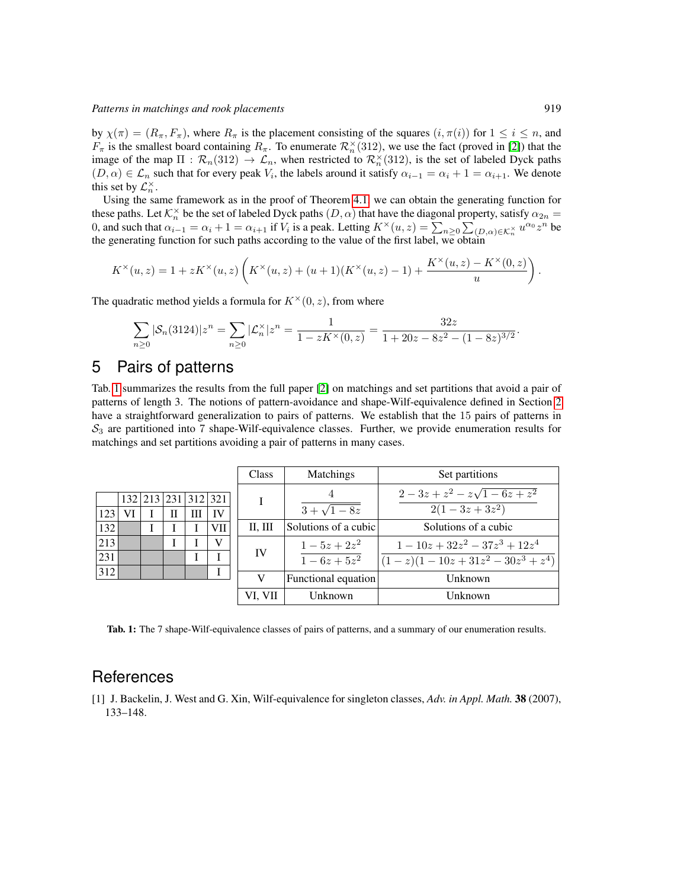by $\chi(\pi) = (R_\pi, F_\pi)$, where $R_\pi$ is the placement consisting of the squares $(i, \pi(i))$ for $1 \leq i \leq n$, and $F_\pi$ is the smallest board containing $R_\pi$. To enumerate $\mathcal{R}_n^\times(312)$, we use the fact (proved in [2]) that the image of the map $\Pi : \mathcal{R}_n(312) \to \mathcal{L}_n$, when restricted to $\mathcal{R}_n^\times(312)$, is the set of labeled Dyck paths $(D, \alpha) \in \mathcal{L}_n$ such that for every peak $V_i$, the labels around it satisfy $\alpha_{i-1} = \alpha_i + 1 = \alpha_{i+1}$. We denote this set by $\mathcal{L}_n^\times$.

Using the same framework as in the proof of Theorem 4.1, we can obtain the generating function for these paths. Let $\mathcal{K}_n^\times$ be the set of labeled Dyck paths $(D, \alpha)$ that have the diagonal property, satisfy $\alpha_{2n} = 0$, and such that $\alpha_{i-1} = \alpha_i + 1 = \alpha_{i+1}$ if $V_i$ is a peak. Letting $K^\times(u, z) = \sum_{n\geq 0} \sum_{(D,\alpha)\in\mathcal{K}_n^\times} u^{\alpha_0} z^n$ be the generating function for such paths according to the value of the first label, we obtain

$$K^\times(u, z) = 1 + zK^\times(u, z)\left(K^\times(u, z) + (u + 1)(K^\times(u, z) - 1) + \frac{K^\times(u, z) - K^\times(0, z)}{u}\right).$$

The quadratic method yields a formula for $K^\times(0, z)$, from where

$$\sum_{n\geq 0} |\mathcal{S}_n(3124)| z^n = \sum_{n\geq 0} |\mathcal{L}_n^\times| z^n = \frac{1}{1 - zK^\times(0, z)} = \frac{32z}{1 + 20z - 8z^2 - (1 - 8z)^{3/2}}.$$

## 5 Pairs of patterns

Tab. 1 summarizes the results from the full paper [2] on matchings and set partitions that avoid a pair of patterns of length 3. The notions of pattern-avoidance and shape-Wilf-equivalence defined in Section 2 have a straightforward generalization to pairs of patterns. We establish that the 15 pairs of patterns in $\mathcal{S}_3$ are partitioned into 7 shape-Wilf-equivalence classes. Further, we provide enumeration results for matchings and set partitions avoiding a pair of patterns in many cases.

| | 132 | 213 | 231 | 312 | 321 |
|---|---|---|---|---|---|
| 123 | VI | I | II | III | IV |
| 132 | | I | I | I | VII |
| 213 | | | I | I | V |
| 231 | | | | I | I |
| 312 | | | | | I |

| Class | Matchings | Set partitions |
|---|---|---|
| I | $\dfrac{4}{3+\sqrt{1-8z}}$ | $\dfrac{2-3z+z^2-z\sqrt{1-6z+z^2}}{2(1-3z+3z^2)}$ |
| II, III | Solutions of a cubic | Solutions of a cubic |
| IV | $\dfrac{1-5z+2z^2}{1-6z+5z^2}$ | $\dfrac{1-10z+32z^2-37z^3+12z^4}{(1-z)(1-10z+31z^2-30z^3+z^4)}$ |
| V | Functional equation | Unknown |
| VI, VII | Unknown | Unknown |

**Tab. 1:** The 7 shape-Wilf-equivalence classes of pairs of patterns, and a summary of our enumeration results.

## References

[1] J. Backelin, J. West and G. Xin, Wilf-equivalence for singleton classes, *Adv. in Appl. Math.* **38** (2007), 133–148.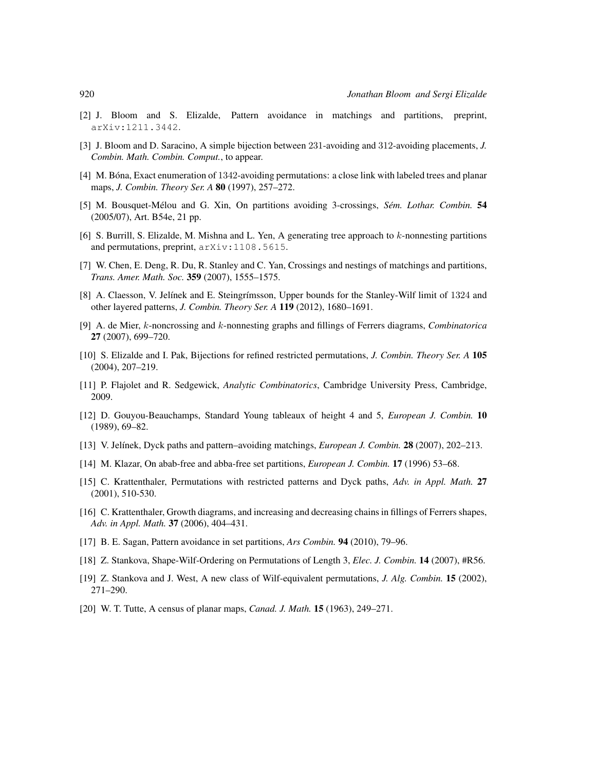[2] J. Bloom and S. Elizalde, Pattern avoidance in matchings and partitions, preprint, arXiv:1211.3442.

[3] J. Bloom and D. Saracino, A simple bijection between 231-avoiding and 312-avoiding placements, *J. Combin. Math. Combin. Comput.*, to appear.

[4] M. Bóna, Exact enumeration of 1342-avoiding permutations: a close link with labeled trees and planar maps, *J. Combin. Theory Ser. A* **80** (1997), 257–272.

[5] M. Bousquet-Mélou and G. Xin, On partitions avoiding 3-crossings, *Sém. Lothar. Combin.* **54** (2005/07), Art. B54e, 21 pp.

[6] S. Burrill, S. Elizalde, M. Mishna and L. Yen, A generating tree approach to $k$-nonnesting partitions and permutations, preprint, arXiv:1108.5615.

[7] W. Chen, E. Deng, R. Du, R. Stanley and C. Yan, Crossings and nestings of matchings and partitions, *Trans. Amer. Math. Soc.* **359** (2007), 1555–1575.

[8] A. Claesson, V. Jelínek and E. Steingrímsson, Upper bounds for the Stanley-Wilf limit of 1324 and other layered patterns, *J. Combin. Theory Ser. A* **119** (2012), 1680–1691.

[9] A. de Mier, $k$-noncrossing and $k$-nonnesting graphs and fillings of Ferrers diagrams, *Combinatorica* **27** (2007), 699–720.

[10] S. Elizalde and I. Pak, Bijections for refined restricted permutations, *J. Combin. Theory Ser. A* **105** (2004), 207–219.

[11] P. Flajolet and R. Sedgewick, *Analytic Combinatorics*, Cambridge University Press, Cambridge, 2009.

[12] D. Gouyou-Beauchamps, Standard Young tableaux of height 4 and 5, *European J. Combin.* **10** (1989), 69–82.

[13] V. Jelínek, Dyck paths and pattern–avoiding matchings, *European J. Combin.* **28** (2007), 202–213.

[14] M. Klazar, On abab-free and abba-free set partitions, *European J. Combin.* **17** (1996) 53–68.

[15] C. Krattenthaler, Permutations with restricted patterns and Dyck paths, *Adv. in Appl. Math.* **27** (2001), 510-530.

[16] C. Krattenthaler, Growth diagrams, and increasing and decreasing chains in fillings of Ferrers shapes, *Adv. in Appl. Math.* **37** (2006), 404–431.

[17] B. E. Sagan, Pattern avoidance in set partitions, *Ars Combin.* **94** (2010), 79–96.

[18] Z. Stankova, Shape-Wilf-Ordering on Permutations of Length 3, *Elec. J. Combin.* **14** (2007), #R56.

[19] Z. Stankova and J. West, A new class of Wilf-equivalent permutations, *J. Alg. Combin.* **15** (2002), 271–290.

[20] W. T. Tutte, A census of planar maps, *Canad. J. Math.* **15** (1963), 249–271.